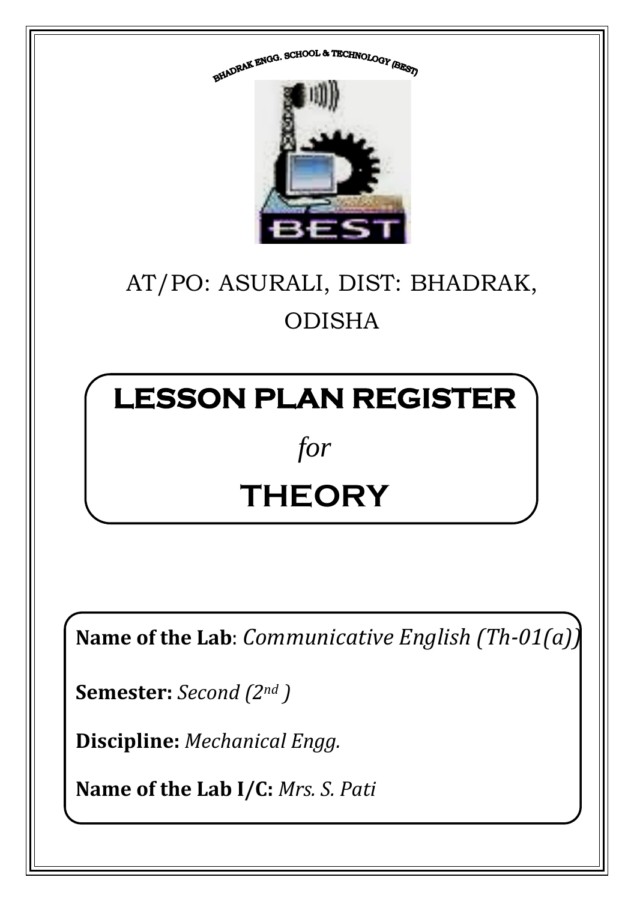BHADRAK ENGG. SCHOOL & TECHNOLOGY (BEST)

AT/PO: ASURALI, DIST: BHADRAK, ODISHA

# LESSON PLAN REGISTER

*for*

# THEORY

**Name of the Lab**: *Communicative English (Th-01(a))*

**Semester:** *Second (2nd )*

**Discipline:** *Mechanical Engg.*

**Name of the Lab I/C:** *Mrs. S. Pati*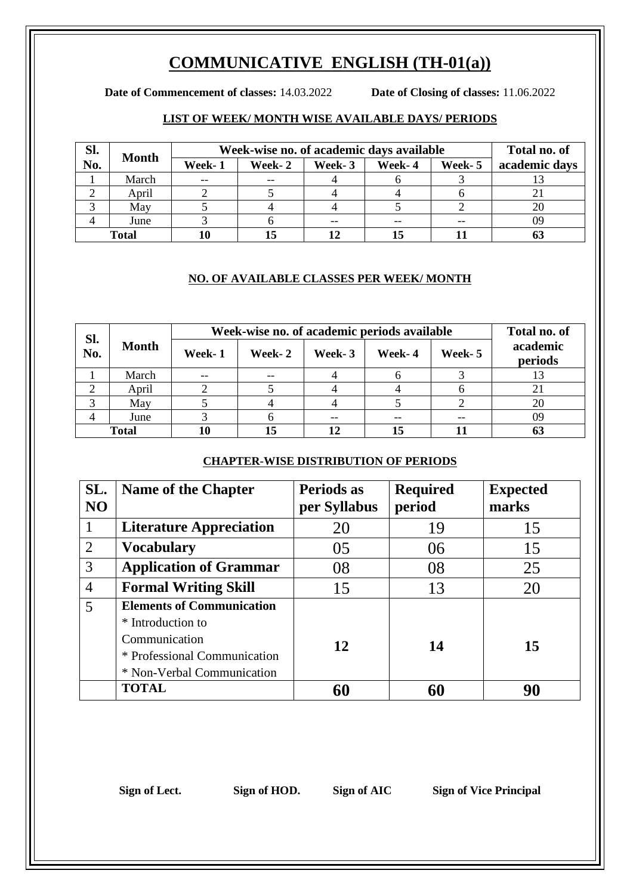# COMMUNICATIVE ENGLISH (TH-01(a))

**Date of Commencement of classes:** 14.03.2022 **Date of Closing of classes:** 11.06.2022

## LIST OF WEEK/ MONTH WISE AVAILABLE DAYS/ PERIODS

| Sl. No. | Month | Week-wise no. of academic days available | | | | | Total no. of academic days |
|---|---|---|---|---|---|---|---|
| | | Week- 1 | Week- 2 | Week- 3 | Week- 4 | Week- 5 | |
| 1 | March | -- | -- | 4 | 6 | 3 | 13 |
| 2 | April | 2 | 5 | 4 | 4 | 6 | 21 |
| 3 | May | 5 | 4 | 4 | 5 | 2 | 20 |
| 4 | June | 3 | 6 | -- | -- | -- | 09 |
| **Total** | | **10** | **15** | **12** | **15** | **11** | **63** |

## NO. OF AVAILABLE CLASSES PER WEEK/ MONTH

| Sl. No. | Month | Week-wise no. of academic periods available | | | | | Total no. of academic periods |
|---|---|---|---|---|---|---|---|
| | | Week- 1 | Week- 2 | Week- 3 | Week- 4 | Week- 5 | |
| 1 | March | -- | -- | 4 | 6 | 3 | 13 |
| 2 | April | 2 | 5 | 4 | 4 | 6 | 21 |
| 3 | May | 5 | 4 | 4 | 5 | 2 | 20 |
| 4 | June | 3 | 6 | -- | -- | -- | 09 |
| **Total** | | **10** | **15** | **12** | **15** | **11** | **63** |

## CHAPTER-WISE DISTRIBUTION OF PERIODS

| SL. NO | Name of the Chapter | Periods as per Syllabus | Required period | Expected marks |
|---|---|---|---|---|
| 1 | **Literature Appreciation** | 20 | 19 | 15 |
| 2 | **Vocabulary** | 05 | 06 | 15 |
| 3 | **Application of Grammar** | 08 | 08 | 25 |
| 4 | **Formal Writing Skill** | 15 | 13 | 20 |
| 5 | **Elements of Communication**<br>* Introduction to Communication<br>* Professional Communication<br>* Non-Verbal Communication | **12** | **14** | **15** |
| | **TOTAL** | **60** | **60** | **90** |

**Sign of Lect.** **Sign of HOD.** **Sign of AIC** **Sign of Vice Principal**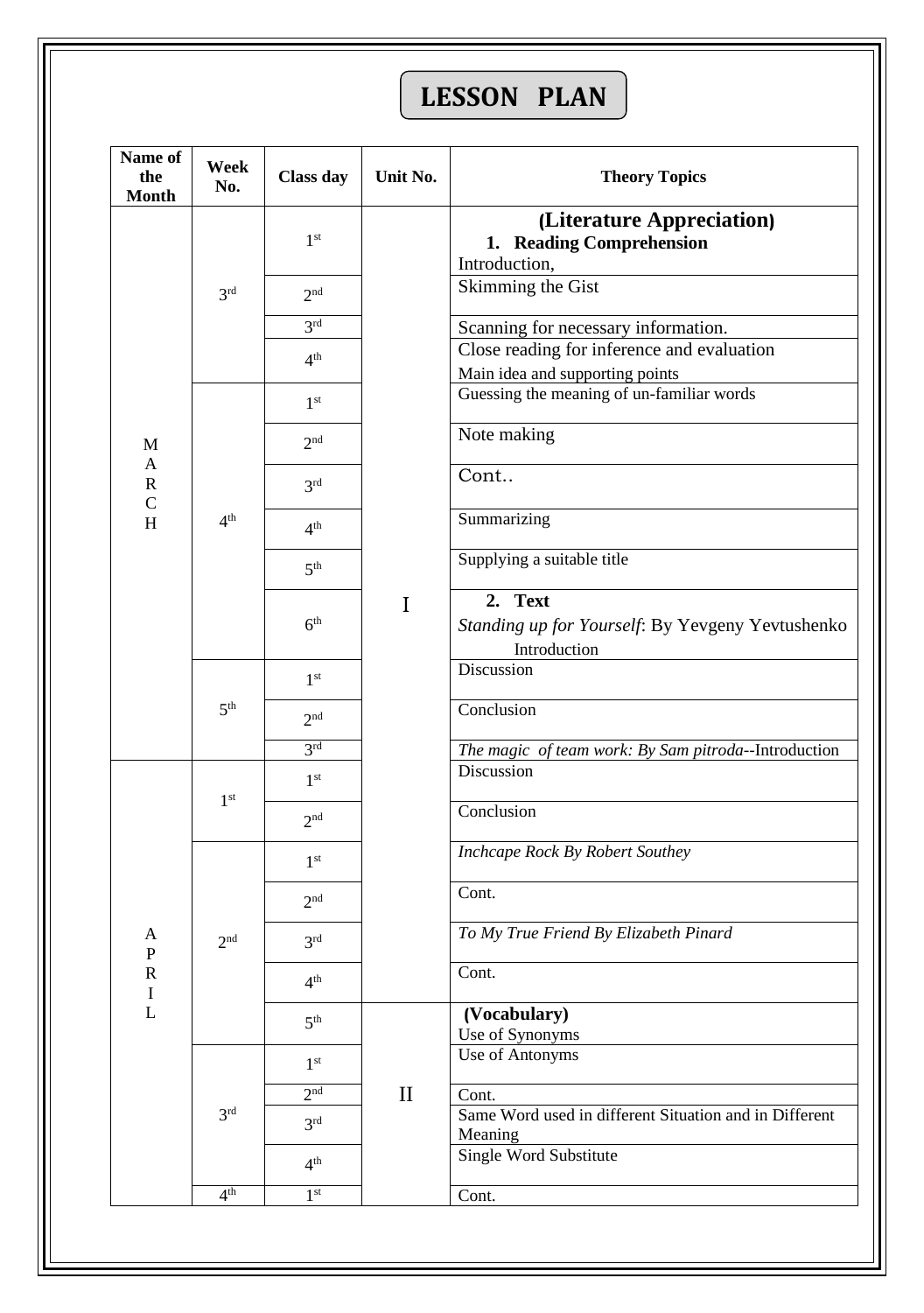# LESSON PLAN

| Name of the Month | Week No. | Class day | Unit No. | Theory Topics |
|---|---|---|---|---|
| MARCH | 3rd | 1st | I | **(Literature Appreciation)** **1. Reading Comprehension** Introduction, |
| | | 2nd | | Skimming the Gist |
| | | 3rd | | Scanning for necessary information. |
| | | 4th | | Close reading for inference and evaluation Main idea and supporting points |
| | 4th | 1st | | Guessing the meaning of un-familiar words |
| | | 2nd | | Note making |
| | | 3rd | | Cont.. |
| | | 4th | | Summarizing |
| | | 5th | | Supplying a suitable title |
| | | 6th | | **2. Text** *Standing up for Yourself*: By Yevgeny Yevtushenko Introduction |
| | 5th | 1st | | Discussion |
| | | 2nd | | Conclusion |
| | | 3rd | | *The magic of team work: By Sam pitroda*--Introduction |
| APRIL | 1st | 1st | | Discussion |
| | | 2nd | | Conclusion |
| | 2nd | 1st | | *Inchcape Rock By Robert Southey* |
| | | 2nd | | Cont. |
| | | 3rd | | *To My True Friend By Elizabeth Pinard* |
| | | 4th | | Cont. |
| | | 5th | II | **(Vocabulary)** Use of Synonyms |
| | 3rd | 1st | | Use of Antonyms |
| | | 2nd | | Cont. |
| | | 3rd | | Same Word used in different Situation and in Different Meaning |
| | | 4th | | Single Word Substitute |
| | 4th | 1st | | Cont. |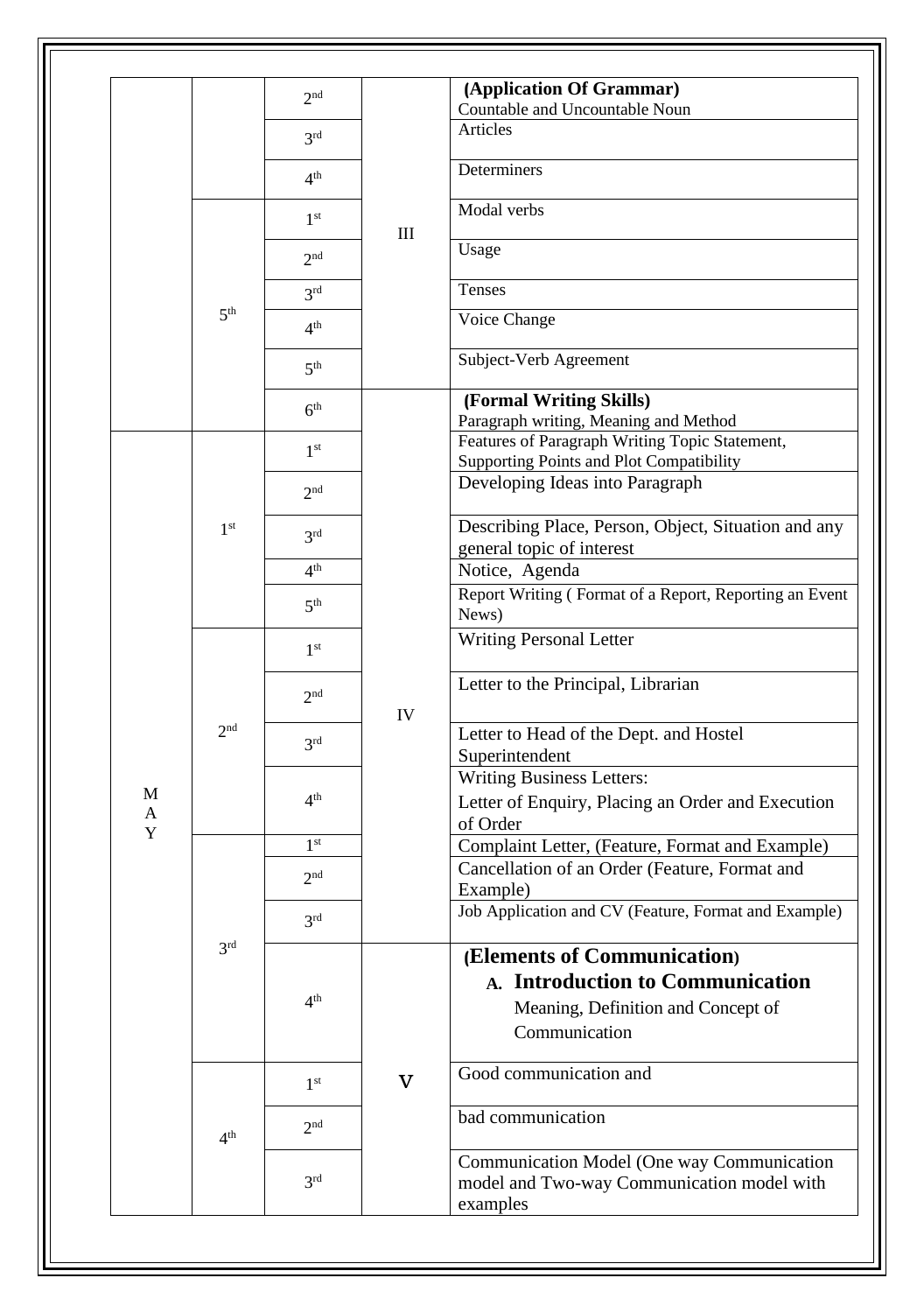| | | | | |
|---|---|---|---|---|
| | | 2nd | III | **(Application Of Grammar)** Countable and Uncountable Noun |
| | | 3rd | | Articles |
| | | 4th | | Determiners |
| | 5th | 1st | | Modal verbs |
| | | 2nd | | Usage |
| | | 3rd | | Tenses |
| | | 4th | | Voice Change |
| | | 5th | | Subject-Verb Agreement |
| | | 6th | IV | **(Formal Writing Skills)** Paragraph writing, Meaning and Method |
| MAY | 1st | 1st | | Features of Paragraph Writing Topic Statement, Supporting Points and Plot Compatibility |
| | | 2nd | | Developing Ideas into Paragraph |
| | | 3rd | | Describing Place, Person, Object, Situation and any general topic of interest |
| | | 4th | | Notice, Agenda |
| | | 5th | | Report Writing ( Format of a Report, Reporting an Event News) |
| | 2nd | 1st | | Writing Personal Letter |
| | | 2nd | | Letter to the Principal, Librarian |
| | | 3rd | | Letter to Head of the Dept. and Hostel Superintendent |
| | | 4th | | Writing Business Letters: Letter of Enquiry, Placing an Order and Execution of Order |
| | 3rd | 1st | | Complaint Letter, (Feature, Format and Example) |
| | | 2nd | | Cancellation of an Order (Feature, Format and Example) |
| | | 3rd | | Job Application and CV (Feature, Format and Example) |
| | | 4th | V | **(Elements of Communication)** **A. Introduction to Communication** Meaning, Definition and Concept of Communication |
| | 4th | 1st | | Good communication and |
| | | 2nd | | bad communication |
| | | 3rd | | Communication Model (One way Communication model and Two-way Communication model with examples |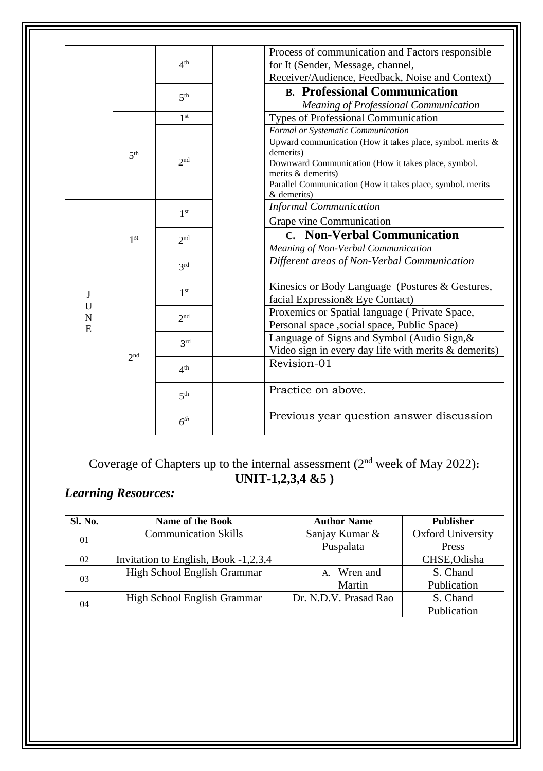| | | | | |
|---|---|---|---|---|
| | | 4th | | Process of communication and Factors responsible for It (Sender, Message, channel, Receiver/Audience, Feedback, Noise and Context) |
| | | 5th | | **B. Professional Communication** *Meaning of Professional Communication* |
| | 5th | 1st | | Types of Professional Communication |
| | | 2nd | | *Formal or Systematic Communication* Upward communication (How it takes place, symbol. merits & demerits) Downward Communication (How it takes place, symbol. merits & demerits) Parallel Communication (How it takes place, symbol. merits & demerits) |
| JUNE | 1st | 1st | | *Informal Communication* Grape vine Communication |
| | | 2nd | | **C. Non-Verbal Communication** *Meaning of Non-Verbal Communication* |
| | | 3rd | | *Different areas of Non-Verbal Communication* |
| | 2nd | 1st | | Kinesics or Body Language (Postures & Gestures, facial Expression& Eye Contact) |
| | | 2nd | | Proxemics or Spatial language ( Private Space, Personal space ,social space, Public Space) |
| | | 3rd | | Language of Signs and Symbol (Audio Sign,& Video sign in every day life with merits & demerits) |
| | | 4th | | Revision-01 |
| | | 5th | | Practice on above. |
| | | 6th | | Previous year question answer discussion |

Coverage of Chapters up to the internal assessment (2nd week of May 2022): **UNIT-1,2,3,4 &5 )**

## *Learning Resources:*

| Sl. No. | Name of the Book | Author Name | Publisher |
|---|---|---|---|
| 01 | Communication Skills | Sanjay Kumar & Puspalata | Oxford University Press |
| 02 | Invitation to English, Book -1,2,3,4 | | CHSE,Odisha |
| 03 | High School English Grammar | A. Wren and Martin | S. Chand Publication |
| 04 | High School English Grammar | Dr. N.D.V. Prasad Rao | S. Chand Publication |